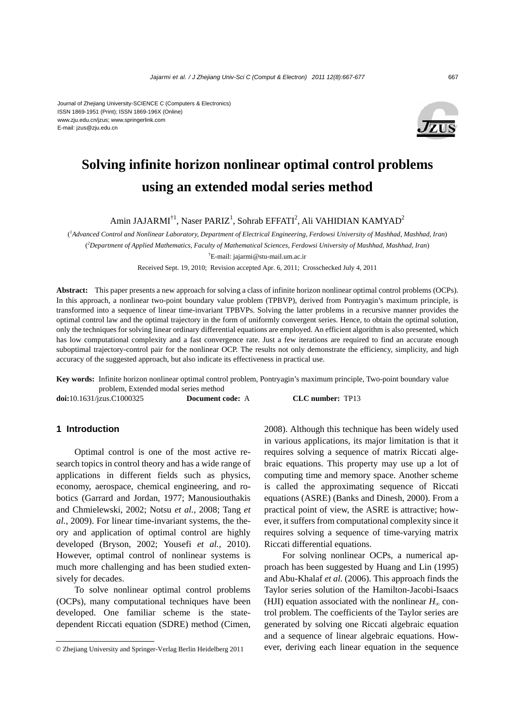# Solving infinite horizon nonlinear optimal control problems using an extended modal series method

Amin JAJARMI[†1], Naser PARIZ[1], Sohrab EFFATI[2], Ali VAHIDIAN KAMYAD[2]

([1]*Advanced Control and Nonlinear Laboratory, Department of Electrical Engineering, Ferdowsi University of Mashhad, Mashhad, Iran*)

([2]*Department of Applied Mathematics, Faculty of Mathematical Sciences, Ferdowsi University of Mashhad, Mashhad, Iran*)

[†]E-mail: jajarmi@stu-mail.um.ac.ir

Received Sept. 19, 2010; Revision accepted Apr. 6, 2011; Crosschecked July 4, 2011

**Abstract:** This paper presents a new approach for solving a class of infinite horizon nonlinear optimal control problems (OCPs). In this approach, a nonlinear two-point boundary value problem (TPBVP), derived from Pontryagin's maximum principle, is transformed into a sequence of linear time-invariant TPBVPs. Solving the latter problems in a recursive manner provides the optimal control law and the optimal trajectory in the form of uniformly convergent series. Hence, to obtain the optimal solution, only the techniques for solving linear ordinary differential equations are employed. An efficient algorithm is also presented, which has low computational complexity and a fast convergence rate. Just a few iterations are required to find an accurate enough suboptimal trajectory-control pair for the nonlinear OCP. The results not only demonstrate the efficiency, simplicity, and high accuracy of the suggested approach, but also indicate its effectiveness in practical use.

**Key words:** Infinite horizon nonlinear optimal control problem, Pontryagin's maximum principle, Two-point boundary value problem, Extended modal series method

**doi:**10.1631/jzus.C1000325 **Document code:** A **CLC number:** TP13

## 1 Introduction

Optimal control is one of the most active research topics in control theory and has a wide range of applications in different fields such as physics, economy, aerospace, chemical engineering, and robotics (Garrard and Jordan, 1977; Manousiouthakis and Chmielewski, 2002; Notsu *et al.*, 2008; Tang *et al.*, 2009). For linear time-invariant systems, the theory and application of optimal control are highly developed (Bryson, 2002; Yousefi *et al.*, 2010). However, optimal control of nonlinear systems is much more challenging and has been studied extensively for decades.

To solve nonlinear optimal control problems (OCPs), many computational techniques have been developed. One familiar scheme is the state-dependent Riccati equation (SDRE) method (Cimen, 2008). Although this technique has been widely used in various applications, its major limitation is that it requires solving a sequence of matrix Riccati algebraic equations. This property may use up a lot of computing time and memory space. Another scheme is called the approximating sequence of Riccati equations (ASRE) (Banks and Dinesh, 2000). From a practical point of view, the ASRE is attractive; however, it suffers from computational complexity since it requires solving a sequence of time-varying matrix Riccati differential equations.

For solving nonlinear OCPs, a numerical approach has been suggested by Huang and Lin (1995) and Abu-Khalaf *et al.* (2006). This approach finds the Taylor series solution of the Hamilton-Jacobi-Isaacs (HJI) equation associated with the nonlinear $H_\infty$ control problem. The coefficients of the Taylor series are generated by solving one Riccati algebraic equation and a sequence of linear algebraic equations. However, deriving each linear equation in the sequence

© Zhejiang University and Springer-Verlag Berlin Heidelberg 2011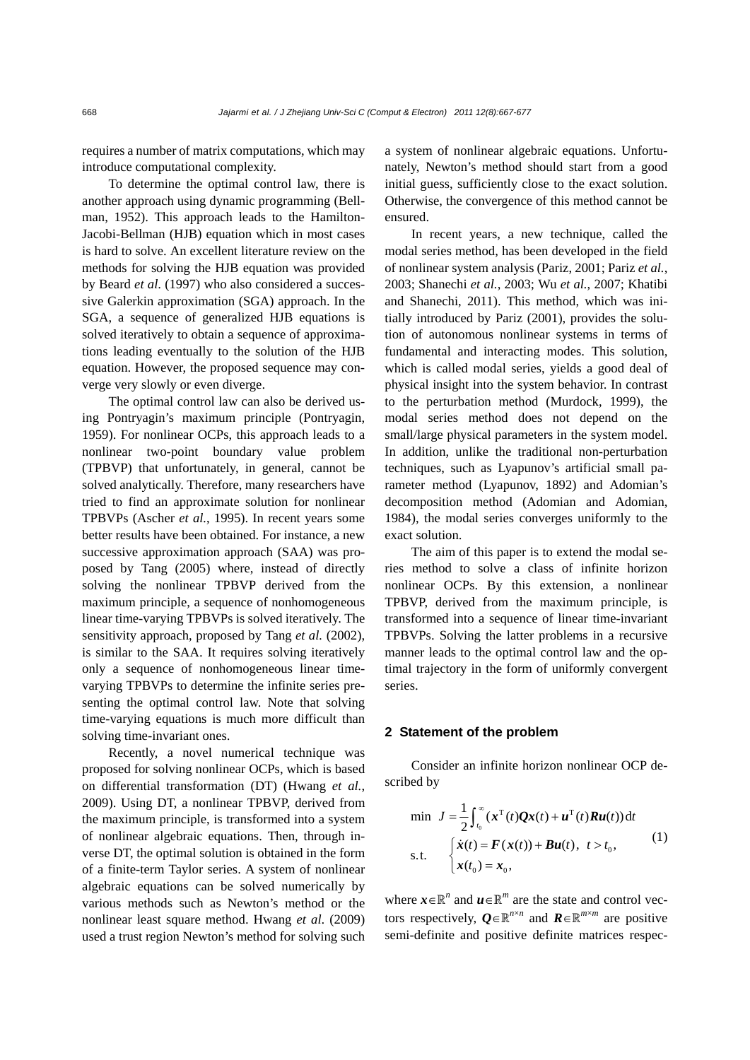requires a number of matrix computations, which may introduce computational complexity.

To determine the optimal control law, there is another approach using dynamic programming (Bellman, 1952). This approach leads to the Hamilton-Jacobi-Bellman (HJB) equation which in most cases is hard to solve. An excellent literature review on the methods for solving the HJB equation was provided by Beard *et al*. (1997) who also considered a successive Galerkin approximation (SGA) approach. In the SGA, a sequence of generalized HJB equations is solved iteratively to obtain a sequence of approximations leading eventually to the solution of the HJB equation. However, the proposed sequence may converge very slowly or even diverge.

The optimal control law can also be derived using Pontryagin's maximum principle (Pontryagin, 1959). For nonlinear OCPs, this approach leads to a nonlinear two-point boundary value problem (TPBVP) that unfortunately, in general, cannot be solved analytically. Therefore, many researchers have tried to find an approximate solution for nonlinear TPBVPs (Ascher *et al.*, 1995). In recent years some better results have been obtained. For instance, a new successive approximation approach (SAA) was proposed by Tang (2005) where, instead of directly solving the nonlinear TPBVP derived from the maximum principle, a sequence of nonhomogeneous linear time-varying TPBVPs is solved iteratively. The sensitivity approach, proposed by Tang *et al.* (2002), is similar to the SAA. It requires solving iteratively only a sequence of nonhomogeneous linear time-varying TPBVPs to determine the infinite series presenting the optimal control law. Note that solving time-varying equations is much more difficult than solving time-invariant ones.

Recently, a novel numerical technique was proposed for solving nonlinear OCPs, which is based on differential transformation (DT) (Hwang *et al.*, 2009). Using DT, a nonlinear TPBVP, derived from the maximum principle, is transformed into a system of nonlinear algebraic equations. Then, through inverse DT, the optimal solution is obtained in the form of a finite-term Taylor series. A system of nonlinear algebraic equations can be solved numerically by various methods such as Newton's method or the nonlinear least square method. Hwang *et al*. (2009) used a trust region Newton's method for solving such a system of nonlinear algebraic equations. Unfortunately, Newton's method should start from a good initial guess, sufficiently close to the exact solution. Otherwise, the convergence of this method cannot be ensured.

In recent years, a new technique, called the modal series method, has been developed in the field of nonlinear system analysis (Pariz, 2001; Pariz *et al.*, 2003; Shanechi *et al.*, 2003; Wu *et al.*, 2007; Khatibi and Shanechi, 2011). This method, which was initially introduced by Pariz (2001), provides the solution of autonomous nonlinear systems in terms of fundamental and interacting modes. This solution, which is called modal series, yields a good deal of physical insight into the system behavior. In contrast to the perturbation method (Murdock, 1999), the modal series method does not depend on the small/large physical parameters in the system model. In addition, unlike the traditional non-perturbation techniques, such as Lyapunov's artificial small parameter method (Lyapunov, 1892) and Adomian's decomposition method (Adomian and Adomian, 1984), the modal series converges uniformly to the exact solution.

The aim of this paper is to extend the modal series method to solve a class of infinite horizon nonlinear OCPs. By this extension, a nonlinear TPBVP, derived from the maximum principle, is transformed into a sequence of linear time-invariant TPBVPs. Solving the latter problems in a recursive manner leads to the optimal control law and the optimal trajectory in the form of uniformly convergent series.

## 2 Statement of the problem

Consider an infinite horizon nonlinear OCP described by

$$
\begin{aligned}
&\min \ J = \frac{1}{2}\int_{t_0}^{\infty} (\boldsymbol{x}^{\mathrm{T}}(t)\boldsymbol{Q}\boldsymbol{x}(t) + \boldsymbol{u}^{\mathrm{T}}(t)\boldsymbol{R}\boldsymbol{u}(t))\,\mathrm{d}t \\
&\text{s.t.} \quad \begin{cases} \dot{\boldsymbol{x}}(t) = \boldsymbol{F}(\boldsymbol{x}(t)) + \boldsymbol{B}\boldsymbol{u}(t), \ \ t > t_0, \\ \boldsymbol{x}(t_0) = \boldsymbol{x}_0, \end{cases}
\end{aligned}
\tag{1}
$$

where $\boldsymbol{x} \in \mathbb{R}^n$ and $\boldsymbol{u} \in \mathbb{R}^m$ are the state and control vectors respectively, $\boldsymbol{Q} \in \mathbb{R}^{n\times n}$ and $\boldsymbol{R} \in \mathbb{R}^{m\times m}$ are positive semi-definite and positive definite matrices respec-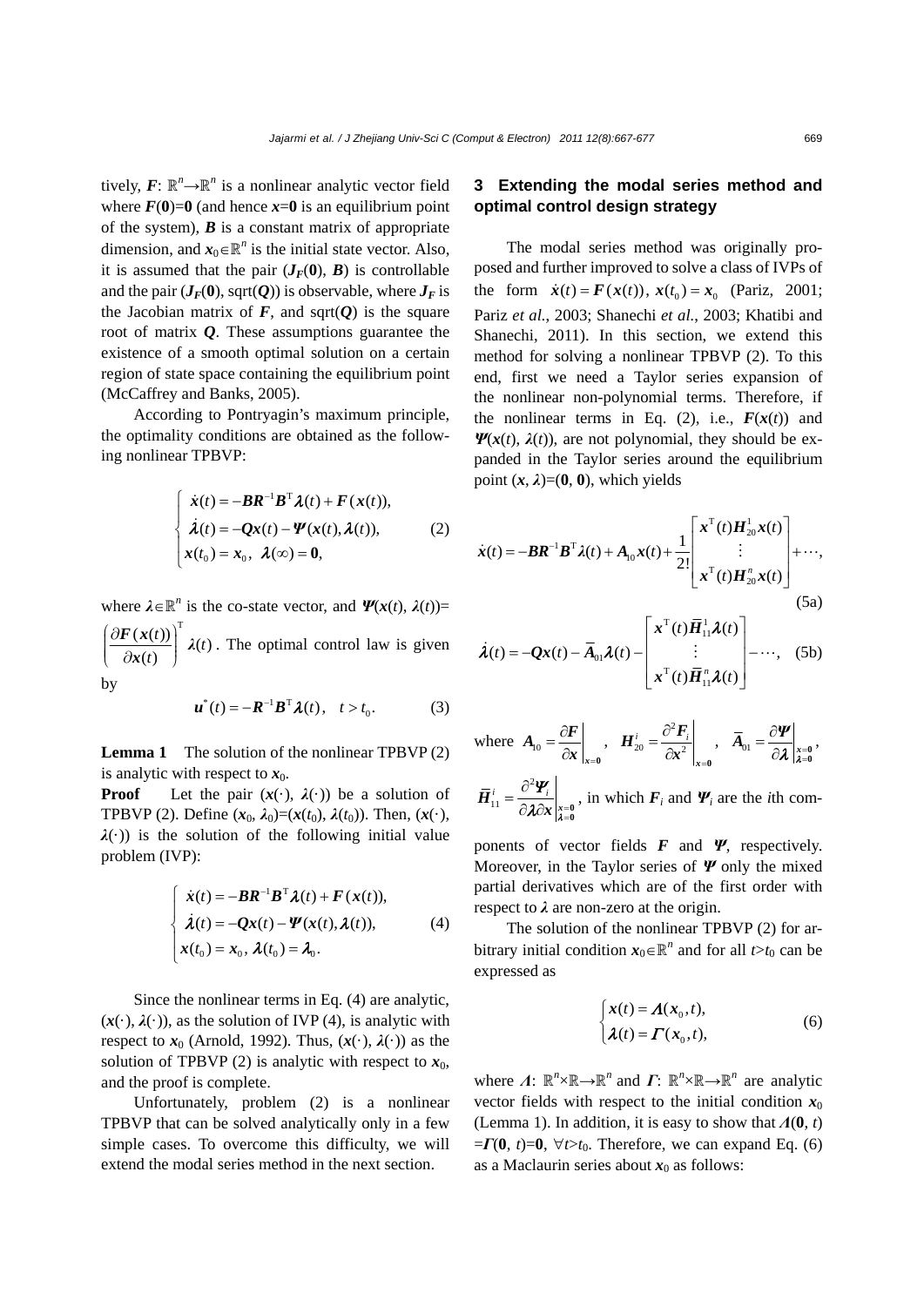tively, $\boldsymbol{F}$: $\mathbb{R}^n \rightarrow \mathbb{R}^n$ is a nonlinear analytic vector field where $\boldsymbol{F}(\mathbf{0})=\mathbf{0}$ (and hence $\boldsymbol{x}=\mathbf{0}$ is an equilibrium point of the system), $\boldsymbol{B}$ is a constant matrix of appropriate dimension, and $\boldsymbol{x}_0 \in \mathbb{R}^n$ is the initial state vector. Also, it is assumed that the pair ($\boldsymbol{J_F}(\mathbf{0})$, $\boldsymbol{B}$) is controllable and the pair ($\boldsymbol{J_F}(\mathbf{0})$, sqrt($\boldsymbol{Q}$)) is observable, where $\boldsymbol{J_F}$ is the Jacobian matrix of $\boldsymbol{F}$, and sqrt($\boldsymbol{Q}$) is the square root of matrix $\boldsymbol{Q}$. These assumptions guarantee the existence of a smooth optimal solution on a certain region of state space containing the equilibrium point (McCaffrey and Banks, 2005).

According to Pontryagin's maximum principle, the optimality conditions are obtained as the following nonlinear TPBVP:

$$\begin{cases} \dot{\boldsymbol{x}}(t) = -\boldsymbol{B}\boldsymbol{R}^{-1}\boldsymbol{B}^{\mathrm{T}}\boldsymbol{\lambda}(t) + \boldsymbol{F}(\boldsymbol{x}(t)), \\ \dot{\boldsymbol{\lambda}}(t) = -\boldsymbol{Q}\boldsymbol{x}(t) - \boldsymbol{\Psi}(\boldsymbol{x}(t), \boldsymbol{\lambda}(t)), \\ \boldsymbol{x}(t_0) = \boldsymbol{x}_0, \ \boldsymbol{\lambda}(\infty) = \mathbf{0}, \end{cases} \tag{2}$$

where $\boldsymbol{\lambda} \in \mathbb{R}^n$ is the co-state vector, and $\boldsymbol{\Psi}(\boldsymbol{x}(t), \boldsymbol{\lambda}(t))=\left(\dfrac{\partial \boldsymbol{F}(\boldsymbol{x}(t))}{\partial \boldsymbol{x}(t)}\right)^{\mathrm{T}} \boldsymbol{\lambda}(t)$. The optimal control law is given by

$$\boldsymbol{u}^*(t) = -\boldsymbol{R}^{-1}\boldsymbol{B}^{\mathrm{T}}\boldsymbol{\lambda}(t), \quad t > t_0. \tag{3}$$

**Lemma 1** The solution of the nonlinear TPBVP (2) is analytic with respect to $\boldsymbol{x}_0$.

**Proof** Let the pair ($\boldsymbol{x}(\cdot)$, $\boldsymbol{\lambda}(\cdot)$) be a solution of TPBVP (2). Define ($\boldsymbol{x}_0$, $\boldsymbol{\lambda}_0$)=($\boldsymbol{x}(t_0)$, $\boldsymbol{\lambda}(t_0)$). Then, ($\boldsymbol{x}(\cdot)$, $\boldsymbol{\lambda}(\cdot)$) is the solution of the following initial value problem (IVP):

$$\begin{cases} \dot{\boldsymbol{x}}(t) = -\boldsymbol{B}\boldsymbol{R}^{-1}\boldsymbol{B}^{\mathrm{T}}\boldsymbol{\lambda}(t) + \boldsymbol{F}(\boldsymbol{x}(t)), \\ \dot{\boldsymbol{\lambda}}(t) = -\boldsymbol{Q}\boldsymbol{x}(t) - \boldsymbol{\Psi}(\boldsymbol{x}(t), \boldsymbol{\lambda}(t)), \\ \boldsymbol{x}(t_0) = \boldsymbol{x}_0, \ \boldsymbol{\lambda}(t_0) = \boldsymbol{\lambda}_0. \end{cases} \tag{4}$$

Since the nonlinear terms in Eq. (4) are analytic, ($\boldsymbol{x}(\cdot)$, $\boldsymbol{\lambda}(\cdot)$), as the solution of IVP (4), is analytic with respect to $\boldsymbol{x}_0$ (Arnold, 1992). Thus, ($\boldsymbol{x}(\cdot)$, $\boldsymbol{\lambda}(\cdot)$) as the solution of TPBVP (2) is analytic with respect to $\boldsymbol{x}_0$, and the proof is complete.

Unfortunately, problem (2) is a nonlinear TPBVP that can be solved analytically only in a few simple cases. To overcome this difficulty, we will extend the modal series method in the next section.

## 3 Extending the modal series method and optimal control design strategy

The modal series method was originally proposed and further improved to solve a class of IVPs of the form $\dot{\boldsymbol{x}}(t) = \boldsymbol{F}(\boldsymbol{x}(t))$, $\boldsymbol{x}(t_0) = \boldsymbol{x}_0$ (Pariz, 2001; Pariz *et al.*, 2003; Shanechi *et al.*, 2003; Khatibi and Shanechi, 2011). In this section, we extend this method for solving a nonlinear TPBVP (2). To this end, first we need a Taylor series expansion of the nonlinear non-polynomial terms. Therefore, if the nonlinear terms in Eq. (2), i.e., $\boldsymbol{F}(\boldsymbol{x}(t))$ and $\boldsymbol{\Psi}(\boldsymbol{x}(t), \boldsymbol{\lambda}(t))$, are not polynomial, they should be expanded in the Taylor series around the equilibrium point ($\boldsymbol{x}$, $\boldsymbol{\lambda}$)=($\mathbf{0}$, $\mathbf{0}$), which yields

$$\dot{\boldsymbol{x}}(t) = -\boldsymbol{B}\boldsymbol{R}^{-1}\boldsymbol{B}^{\mathrm{T}}\boldsymbol{\lambda}(t) + \boldsymbol{A}_{10}\boldsymbol{x}(t) + \frac{1}{2!}\begin{bmatrix} \boldsymbol{x}^{\mathrm{T}}(t)\boldsymbol{H}_{20}^{1}\boldsymbol{x}(t) \\ \vdots \\ \boldsymbol{x}^{\mathrm{T}}(t)\boldsymbol{H}_{20}^{n}\boldsymbol{x}(t) \end{bmatrix} + \cdots, \tag{5a}$$

$$\dot{\boldsymbol{\lambda}}(t) = -\boldsymbol{Q}\boldsymbol{x}(t) - \bar{\boldsymbol{A}}_{01}\boldsymbol{\lambda}(t) - \begin{bmatrix} \boldsymbol{x}^{\mathrm{T}}(t)\bar{\boldsymbol{H}}_{11}^{1}\boldsymbol{\lambda}(t) \\ \vdots \\ \boldsymbol{x}^{\mathrm{T}}(t)\bar{\boldsymbol{H}}_{11}^{n}\boldsymbol{\lambda}(t) \end{bmatrix} - \cdots, \tag{5b}$$

where $\boldsymbol{A}_{10} = \left.\dfrac{\partial \boldsymbol{F}}{\partial \boldsymbol{x}}\right|_{\boldsymbol{x}=\mathbf{0}}$, $\boldsymbol{H}_{20}^{i} = \left.\dfrac{\partial^2 \boldsymbol{F}_i}{\partial \boldsymbol{x}^2}\right|_{\boldsymbol{x}=\mathbf{0}}$, $\bar{\boldsymbol{A}}_{01} = \left.\dfrac{\partial \boldsymbol{\Psi}}{\partial \boldsymbol{\lambda}}\right|_{\substack{\boldsymbol{x}=\mathbf{0} \\ \boldsymbol{\lambda}=\mathbf{0}}}$, $\bar{\boldsymbol{H}}_{11}^{i} = \left.\dfrac{\partial^2 \boldsymbol{\Psi}_i}{\partial \boldsymbol{\lambda} \partial \boldsymbol{x}}\right|_{\substack{\boldsymbol{x}=\mathbf{0} \\ \boldsymbol{\lambda}=\mathbf{0}}}$, in which $\boldsymbol{F}_i$ and $\boldsymbol{\Psi}_i$ are the $i$th components of vector fields $\boldsymbol{F}$ and $\boldsymbol{\Psi}$, respectively. Moreover, in the Taylor series of $\boldsymbol{\Psi}$ only the mixed partial derivatives which are of the first order with respect to $\boldsymbol{\lambda}$ are non-zero at the origin.

The solution of the nonlinear TPBVP (2) for arbitrary initial condition $\boldsymbol{x}_0 \in \mathbb{R}^n$ and for all $t>t_0$ can be expressed as

$$\begin{cases} \boldsymbol{x}(t) = \boldsymbol{\Lambda}(\boldsymbol{x}_0, t), \\ \boldsymbol{\lambda}(t) = \boldsymbol{\Gamma}(\boldsymbol{x}_0, t), \end{cases} \tag{6}$$

where $\boldsymbol{\Lambda}$: $\mathbb{R}^n \times \mathbb{R} \rightarrow \mathbb{R}^n$ and $\boldsymbol{\Gamma}$: $\mathbb{R}^n \times \mathbb{R} \rightarrow \mathbb{R}^n$ are analytic vector fields with respect to the initial condition $\boldsymbol{x}_0$ (Lemma 1). In addition, it is easy to show that $\boldsymbol{\Lambda}(\mathbf{0}, t)=\boldsymbol{\Gamma}(\mathbf{0}, t)=\mathbf{0}$, $\forall t>t_0$. Therefore, we can expand Eq. (6) as a Maclaurin series about $\boldsymbol{x}_0$ as follows: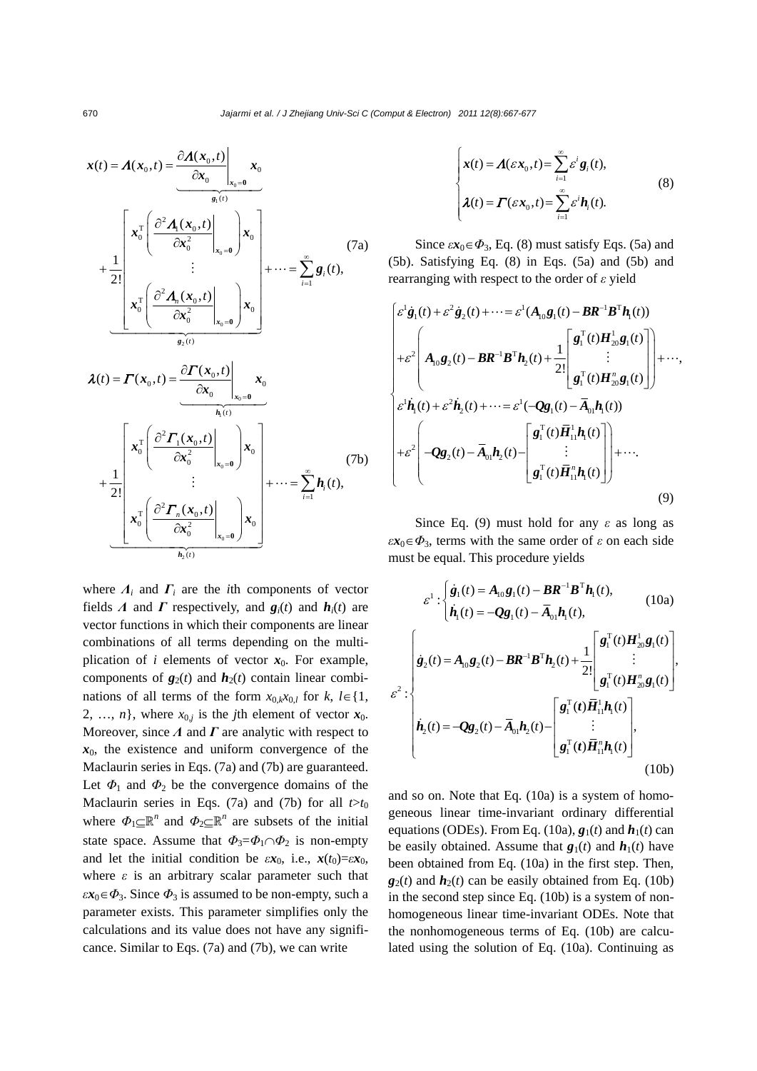$$
\boldsymbol{x}(t)=\boldsymbol{\Lambda}(\boldsymbol{x}_0,t)=\underbrace{\left.\frac{\partial \boldsymbol{\Lambda}(\boldsymbol{x}_0,t)}{\partial \boldsymbol{x}_0}\right|_{\boldsymbol{x}_0=\boldsymbol{0}}\boldsymbol{x}_0}_{\boldsymbol{g}_1(t)}
+\underbrace{\frac{1}{2!}\begin{bmatrix}\boldsymbol{x}_0^{\mathrm{T}}\left(\left.\dfrac{\partial^2 \Lambda_1(\boldsymbol{x}_0,t)}{\partial \boldsymbol{x}_0^2}\right|_{\boldsymbol{x}_0=\boldsymbol{0}}\right)\boldsymbol{x}_0\\ \vdots \\ \boldsymbol{x}_0^{\mathrm{T}}\left(\left.\dfrac{\partial^2 \Lambda_n(\boldsymbol{x}_0,t)}{\partial \boldsymbol{x}_0^2}\right|_{\boldsymbol{x}_0=\boldsymbol{0}}\right)\boldsymbol{x}_0\end{bmatrix}}_{\boldsymbol{g}_2(t)}+\cdots=\sum_{i=1}^{\infty}\boldsymbol{g}_i(t), \tag{7a}
$$

$$
\boldsymbol{\lambda}(t)=\boldsymbol{\Gamma}(\boldsymbol{x}_0,t)=\underbrace{\left.\frac{\partial \boldsymbol{\Gamma}(\boldsymbol{x}_0,t)}{\partial \boldsymbol{x}_0}\right|_{\boldsymbol{x}_0=\boldsymbol{0}}\boldsymbol{x}_0}_{\boldsymbol{h}_1(t)}
+\underbrace{\frac{1}{2!}\begin{bmatrix}\boldsymbol{x}_0^{\mathrm{T}}\left(\left.\dfrac{\partial^2 \Gamma_1(\boldsymbol{x}_0,t)}{\partial \boldsymbol{x}_0^2}\right|_{\boldsymbol{x}_0=\boldsymbol{0}}\right)\boldsymbol{x}_0\\ \vdots \\ \boldsymbol{x}_0^{\mathrm{T}}\left(\left.\dfrac{\partial^2 \Gamma_n(\boldsymbol{x}_0,t)}{\partial \boldsymbol{x}_0^2}\right|_{\boldsymbol{x}_0=\boldsymbol{0}}\right)\boldsymbol{x}_0\end{bmatrix}}_{\boldsymbol{h}_2(t)}+\cdots=\sum_{i=1}^{\infty}\boldsymbol{h}_i(t), \tag{7b}
$$

where $\Lambda_i$ and $\Gamma_i$ are the $i$th components of vector fields $\boldsymbol{\Lambda}$ and $\boldsymbol{\Gamma}$ respectively, and $\boldsymbol{g}_i(t)$ and $\boldsymbol{h}_i(t)$ are vector functions in which their components are linear combinations of all terms depending on the multiplication of $i$ elements of vector $\boldsymbol{x}_0$. For example, components of $\boldsymbol{g}_2(t)$ and $\boldsymbol{h}_2(t)$ contain linear combinations of all terms of the form $x_{0,k}x_{0,l}$ for $k, l\in\{1, 2, \ldots, n\}$, where $x_{0,j}$ is the $j$th element of vector $\boldsymbol{x}_0$. Moreover, since $\boldsymbol{\Lambda}$ and $\boldsymbol{\Gamma}$ are analytic with respect to $\boldsymbol{x}_0$, the existence and uniform convergence of the Maclaurin series in Eqs. (7a) and (7b) are guaranteed. Let $\Phi_1$ and $\Phi_2$ be the convergence domains of the Maclaurin series in Eqs. (7a) and (7b) for all $t>t_0$ where $\Phi_1\subseteq\mathbb{R}^n$ and $\Phi_2\subseteq\mathbb{R}^n$ are subsets of the initial state space. Assume that $\Phi_3=\Phi_1\cap\Phi_2$ is non-empty and let the initial condition be $\varepsilon\boldsymbol{x}_0$, i.e., $\boldsymbol{x}(t_0)=\varepsilon\boldsymbol{x}_0$, where $\varepsilon$ is an arbitrary scalar parameter such that $\varepsilon\boldsymbol{x}_0\in\Phi_3$. Since $\Phi_3$ is assumed to be non-empty, such a parameter exists. This parameter simplifies only the calculations and its value does not have any significance. Similar to Eqs. (7a) and (7b), we can write

$$
\begin{cases}\boldsymbol{x}(t)=\boldsymbol{\Lambda}(\varepsilon\boldsymbol{x}_0,t)=\displaystyle\sum_{i=1}^{\infty}\varepsilon^i\boldsymbol{g}_i(t),\\ \boldsymbol{\lambda}(t)=\boldsymbol{\Gamma}(\varepsilon\boldsymbol{x}_0,t)=\displaystyle\sum_{i=1}^{\infty}\varepsilon^i\boldsymbol{h}_i(t).\end{cases} \tag{8}
$$

Since $\varepsilon\boldsymbol{x}_0\in\Phi_3$, Eq. (8) must satisfy Eqs. (5a) and (5b). Satisfying Eq. (8) in Eqs. (5a) and (5b) and rearranging with respect to the order of $\varepsilon$ yield

$$
\begin{cases}\varepsilon^1\dot{\boldsymbol{g}}_1(t)+\varepsilon^2\dot{\boldsymbol{g}}_2(t)+\cdots=\varepsilon^1(\boldsymbol{A}_{10}\boldsymbol{g}_1(t)-\boldsymbol{B}\boldsymbol{R}^{-1}\boldsymbol{B}^{\mathrm{T}}\boldsymbol{h}_1(t))\\ +\varepsilon^2\left(\boldsymbol{A}_{10}\boldsymbol{g}_2(t)-\boldsymbol{B}\boldsymbol{R}^{-1}\boldsymbol{B}^{\mathrm{T}}\boldsymbol{h}_2(t)+\dfrac{1}{2!}\begin{bmatrix}\boldsymbol{g}_1^{\mathrm{T}}(t)\boldsymbol{H}_{20}^1\boldsymbol{g}_1(t)\\ \vdots\\ \boldsymbol{g}_1^{\mathrm{T}}(t)\boldsymbol{H}_{20}^n\boldsymbol{g}_1(t)\end{bmatrix}\right)+\cdots,\\ \varepsilon^1\dot{\boldsymbol{h}}_1(t)+\varepsilon^2\dot{\boldsymbol{h}}_2(t)+\cdots=\varepsilon^1(-\boldsymbol{Q}\boldsymbol{g}_1(t)-\bar{\boldsymbol{A}}_{01}\boldsymbol{h}_1(t))\\ +\varepsilon^2\left(-\boldsymbol{Q}\boldsymbol{g}_2(t)-\bar{\boldsymbol{A}}_{01}\boldsymbol{h}_2(t)-\begin{bmatrix}\boldsymbol{g}_1^{\mathrm{T}}(t)\bar{\boldsymbol{H}}_{11}^1\boldsymbol{h}_1(t)\\ \vdots\\ \boldsymbol{g}_1^{\mathrm{T}}(t)\bar{\boldsymbol{H}}_{11}^n\boldsymbol{h}_1(t)\end{bmatrix}\right)+\cdots.\end{cases} \tag{9}
$$

Since Eq. (9) must hold for any $\varepsilon$ as long as $\varepsilon\boldsymbol{x}_0\in\Phi_3$, terms with the same order of $\varepsilon$ on each side must be equal. This procedure yields

$$
\varepsilon^1:\begin{cases}\dot{\boldsymbol{g}}_1(t)=\boldsymbol{A}_{10}\boldsymbol{g}_1(t)-\boldsymbol{B}\boldsymbol{R}^{-1}\boldsymbol{B}^{\mathrm{T}}\boldsymbol{h}_1(t),\\ \dot{\boldsymbol{h}}_1(t)=-\boldsymbol{Q}\boldsymbol{g}_1(t)-\bar{\boldsymbol{A}}_{01}\boldsymbol{h}_1(t),\end{cases} \tag{10a}
$$

$$
\varepsilon^2:\begin{cases}\dot{\boldsymbol{g}}_2(t)=\boldsymbol{A}_{10}\boldsymbol{g}_2(t)-\boldsymbol{B}\boldsymbol{R}^{-1}\boldsymbol{B}^{\mathrm{T}}\boldsymbol{h}_2(t)+\dfrac{1}{2!}\begin{bmatrix}\boldsymbol{g}_1^{\mathrm{T}}(t)\boldsymbol{H}_{20}^1\boldsymbol{g}_1(t)\\ \vdots\\ \boldsymbol{g}_1^{\mathrm{T}}(t)\boldsymbol{H}_{20}^n\boldsymbol{g}_1(t)\end{bmatrix},\\ \dot{\boldsymbol{h}}_2(t)=-\boldsymbol{Q}\boldsymbol{g}_2(t)-\bar{\boldsymbol{A}}_{01}\boldsymbol{h}_2(t)-\begin{bmatrix}\boldsymbol{g}_1^{\mathrm{T}}(t)\bar{\boldsymbol{H}}_{11}^1\boldsymbol{h}_1(t)\\ \vdots\\ \boldsymbol{g}_1^{\mathrm{T}}(t)\bar{\boldsymbol{H}}_{11}^n\boldsymbol{h}_1(t)\end{bmatrix},\end{cases} \tag{10b}
$$

and so on. Note that Eq. (10a) is a system of homogeneous linear time-invariant ordinary differential equations (ODEs). From Eq. (10a), $\boldsymbol{g}_1(t)$ and $\boldsymbol{h}_1(t)$ can be easily obtained. Assume that $\boldsymbol{g}_1(t)$ and $\boldsymbol{h}_1(t)$ have been obtained from Eq. (10a) in the first step. Then, $\boldsymbol{g}_2(t)$ and $\boldsymbol{h}_2(t)$ can be easily obtained from Eq. (10b) in the second step since Eq. (10b) is a system of nonhomogeneous linear time-invariant ODEs. Note that the nonhomogeneous terms of Eq. (10b) are calculated using the solution of Eq. (10a). Continuing as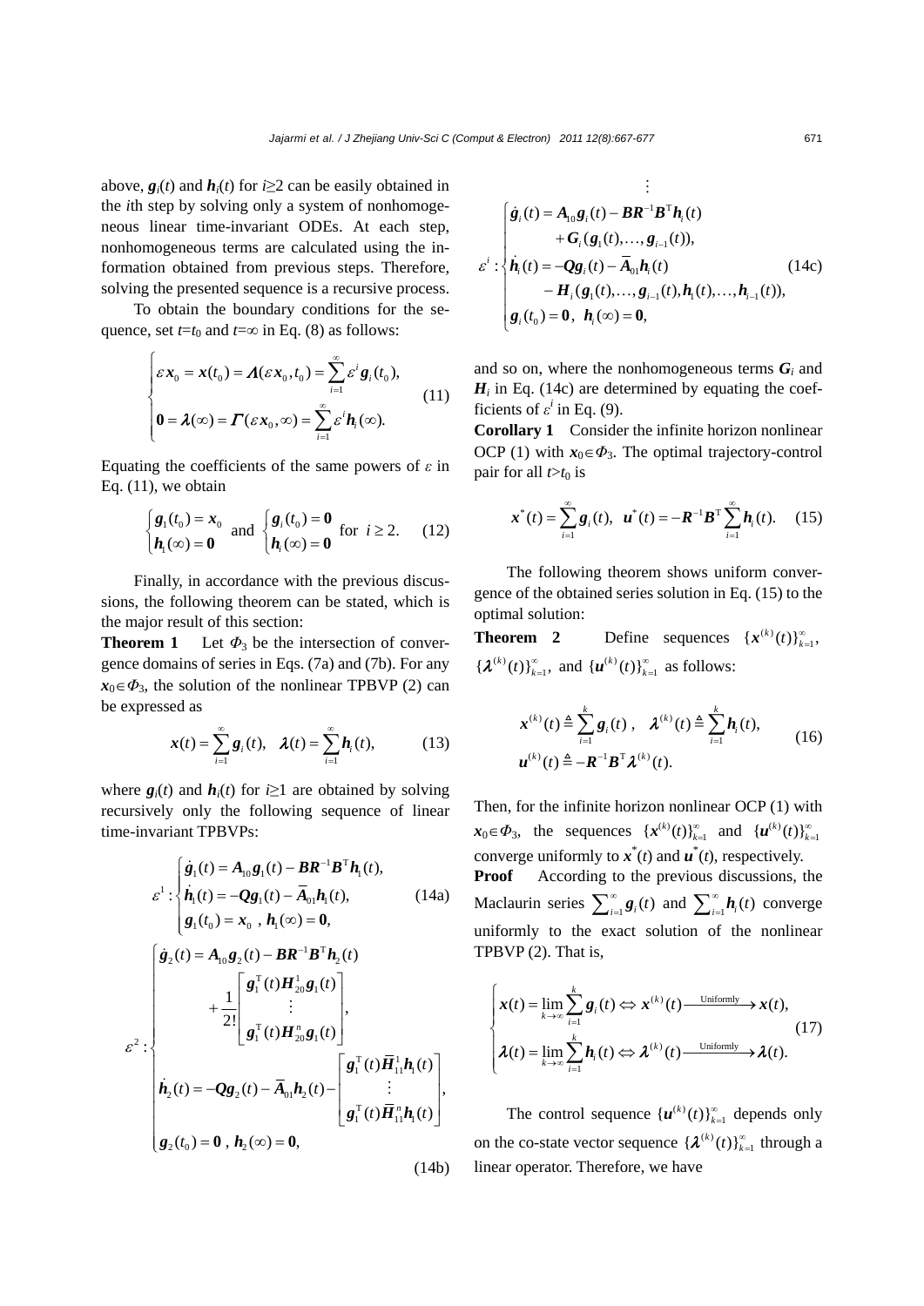above, $\boldsymbol{g}_i(t)$ and $\boldsymbol{h}_i(t)$ for $i\geq 2$ can be easily obtained in the $i$th step by solving only a system of nonhomogeneous linear time-invariant ODEs. At each step, nonhomogeneous terms are calculated using the information obtained from previous steps. Therefore, solving the presented sequence is a recursive process.

To obtain the boundary conditions for the sequence, set $t=t_0$ and $t=\infty$ in Eq. (8) as follows:

$$\begin{cases} \varepsilon \boldsymbol{x}_0 = \boldsymbol{x}(t_0) = \boldsymbol{\Lambda}(\varepsilon \boldsymbol{x}_0, t_0) = \sum_{i=1}^{\infty} \varepsilon^i \boldsymbol{g}_i(t_0), \\ \boldsymbol{0} = \boldsymbol{\lambda}(\infty) = \boldsymbol{\Gamma}(\varepsilon \boldsymbol{x}_0, \infty) = \sum_{i=1}^{\infty} \varepsilon^i \boldsymbol{h}_i(\infty). \end{cases} \tag{11}$$

Equating the coefficients of the same powers of $\varepsilon$ in Eq. (11), we obtain

$$\begin{cases} \boldsymbol{g}_1(t_0) = \boldsymbol{x}_0 \\ \boldsymbol{h}_1(\infty) = \boldsymbol{0} \end{cases} \text{ and } \begin{cases} \boldsymbol{g}_i(t_0) = \boldsymbol{0} \\ \boldsymbol{h}_i(\infty) = \boldsymbol{0} \end{cases} \text{ for } i \geq 2. \tag{12}$$

Finally, in accordance with the previous discussions, the following theorem can be stated, which is the major result of this section:

**Theorem 1** Let $\Phi_3$ be the intersection of convergence domains of series in Eqs. (7a) and (7b). For any $\boldsymbol{x}_0\in\Phi_3$, the solution of the nonlinear TPBVP (2) can be expressed as

$$\boldsymbol{x}(t) = \sum_{i=1}^{\infty} \boldsymbol{g}_i(t), \quad \boldsymbol{\lambda}(t) = \sum_{i=1}^{\infty} \boldsymbol{h}_i(t), \tag{13}$$

where $\boldsymbol{g}_i(t)$ and $\boldsymbol{h}_i(t)$ for $i\geq 1$ are obtained by solving recursively only the following sequence of linear time-invariant TPBVPs:

$$\varepsilon^1: \begin{cases} \dot{\boldsymbol{g}}_1(t) = \boldsymbol{A}_{10}\boldsymbol{g}_1(t) - \boldsymbol{B}\boldsymbol{R}^{-1}\boldsymbol{B}^{\mathrm{T}}\boldsymbol{h}_1(t), \\ \dot{\boldsymbol{h}}_1(t) = -\boldsymbol{Q}\boldsymbol{g}_1(t) - \bar{\boldsymbol{A}}_{01}\boldsymbol{h}_1(t), \\ \boldsymbol{g}_1(t_0) = \boldsymbol{x}_0 \ , \ \boldsymbol{h}_1(\infty) = \boldsymbol{0}, \end{cases} \tag{14a}$$

$$\varepsilon^2: \begin{cases} \dot{\boldsymbol{g}}_2(t) = \boldsymbol{A}_{10}\boldsymbol{g}_2(t) - \boldsymbol{B}\boldsymbol{R}^{-1}\boldsymbol{B}^{\mathrm{T}}\boldsymbol{h}_2(t) \\ \qquad + \dfrac{1}{2!}\begin{bmatrix} \boldsymbol{g}_1^{\mathrm{T}}(t)\boldsymbol{H}_{20}^1\boldsymbol{g}_1(t) \\ \vdots \\ \boldsymbol{g}_1^{\mathrm{T}}(t)\boldsymbol{H}_{20}^n\boldsymbol{g}_1(t) \end{bmatrix}, \\ \dot{\boldsymbol{h}}_2(t) = -\boldsymbol{Q}\boldsymbol{g}_2(t) - \bar{\boldsymbol{A}}_{01}\boldsymbol{h}_2(t) - \begin{bmatrix} \boldsymbol{g}_1^{\mathrm{T}}(t)\bar{\boldsymbol{H}}_{11}^1\boldsymbol{h}_1(t) \\ \vdots \\ \boldsymbol{g}_1^{\mathrm{T}}(t)\bar{\boldsymbol{H}}_{11}^n\boldsymbol{h}_1(t) \end{bmatrix}, \\ \boldsymbol{g}_2(t_0) = \boldsymbol{0} \ , \ \boldsymbol{h}_2(\infty) = \boldsymbol{0}, \end{cases} \tag{14b}$$

$$\vdots$$

$$\varepsilon^i: \begin{cases} \dot{\boldsymbol{g}}_i(t) = \boldsymbol{A}_{10}\boldsymbol{g}_i(t) - \boldsymbol{B}\boldsymbol{R}^{-1}\boldsymbol{B}^{\mathrm{T}}\boldsymbol{h}_i(t) \\ \qquad + \boldsymbol{G}_i(\boldsymbol{g}_1(t), \ldots, \boldsymbol{g}_{i-1}(t)), \\ \dot{\boldsymbol{h}}_i(t) = -\boldsymbol{Q}\boldsymbol{g}_i(t) - \bar{\boldsymbol{A}}_{01}\boldsymbol{h}_i(t) \\ \qquad - \boldsymbol{H}_i(\boldsymbol{g}_1(t), \ldots, \boldsymbol{g}_{i-1}(t), \boldsymbol{h}_1(t), \ldots, \boldsymbol{h}_{i-1}(t)), \\ \boldsymbol{g}_i(t_0) = \boldsymbol{0}, \ \ \boldsymbol{h}_i(\infty) = \boldsymbol{0}, \end{cases} \tag{14c}$$

and so on, where the nonhomogeneous terms $\boldsymbol{G}_i$ and $\boldsymbol{H}_i$ in Eq. (14c) are determined by equating the coefficients of $\varepsilon^i$ in Eq. (9).

**Corollary 1** Consider the infinite horizon nonlinear OCP (1) with $\boldsymbol{x}_0\in\Phi_3$. The optimal trajectory-control pair for all $t>t_0$ is

$$\boldsymbol{x}^*(t) = \sum_{i=1}^{\infty} \boldsymbol{g}_i(t), \quad \boldsymbol{u}^*(t) = -\boldsymbol{R}^{-1}\boldsymbol{B}^{\mathrm{T}} \sum_{i=1}^{\infty} \boldsymbol{h}_i(t). \tag{15}$$

The following theorem shows uniform convergence of the obtained series solution in Eq. (15) to the optimal solution:

**Theorem 2** Define sequences $\{\boldsymbol{x}^{(k)}(t)\}_{k=1}^{\infty}$, $\{\boldsymbol{\lambda}^{(k)}(t)\}_{k=1}^{\infty}$, and $\{\boldsymbol{u}^{(k)}(t)\}_{k=1}^{\infty}$ as follows:

$$\begin{aligned} &\boldsymbol{x}^{(k)}(t) \triangleq \sum_{i=1}^{k} \boldsymbol{g}_i(t), \quad \boldsymbol{\lambda}^{(k)}(t) \triangleq \sum_{i=1}^{k} \boldsymbol{h}_i(t), \\ &\boldsymbol{u}^{(k)}(t) \triangleq -\boldsymbol{R}^{-1}\boldsymbol{B}^{\mathrm{T}}\boldsymbol{\lambda}^{(k)}(t). \end{aligned} \tag{16}$$

Then, for the infinite horizon nonlinear OCP (1) with $\boldsymbol{x}_0\in\Phi_3$, the sequences $\{\boldsymbol{x}^{(k)}(t)\}_{k=1}^{\infty}$ and $\{\boldsymbol{u}^{(k)}(t)\}_{k=1}^{\infty}$ converge uniformly to $\boldsymbol{x}^*(t)$ and $\boldsymbol{u}^*(t)$, respectively.

**Proof** According to the previous discussions, the Maclaurin series $\sum_{i=1}^{\infty}\boldsymbol{g}_i(t)$ and $\sum_{i=1}^{\infty}\boldsymbol{h}_i(t)$ converge uniformly to the exact solution of the nonlinear TPBVP (2). That is,

$$\begin{cases} \boldsymbol{x}(t) = \lim_{k\to\infty} \sum_{i=1}^{k} \boldsymbol{g}_i(t) \Leftrightarrow \boldsymbol{x}^{(k)}(t) \xrightarrow{\text{Uniformly}} \boldsymbol{x}(t), \\ \boldsymbol{\lambda}(t) = \lim_{k\to\infty} \sum_{i=1}^{k} \boldsymbol{h}_i(t) \Leftrightarrow \boldsymbol{\lambda}^{(k)}(t) \xrightarrow{\text{Uniformly}} \boldsymbol{\lambda}(t). \end{cases} \tag{17}$$

The control sequence $\{\boldsymbol{u}^{(k)}(t)\}_{k=1}^{\infty}$ depends only on the co-state vector sequence $\{\boldsymbol{\lambda}^{(k)}(t)\}_{k=1}^{\infty}$ through a linear operator. Therefore, we have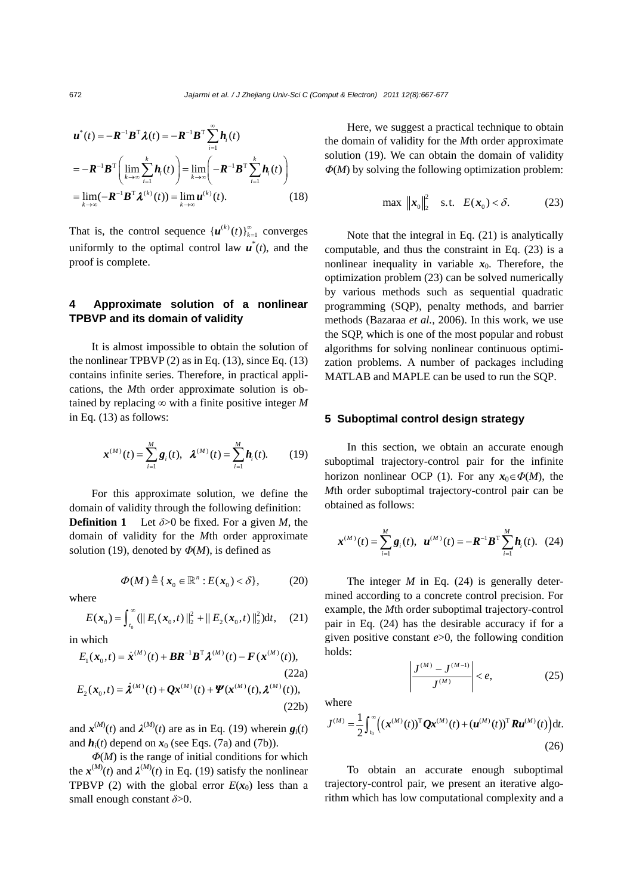$$
\begin{aligned}
\boldsymbol{u}^*(t) &= -\boldsymbol{R}^{-1}\boldsymbol{B}^{\mathrm{T}}\boldsymbol{\lambda}(t) = -\boldsymbol{R}^{-1}\boldsymbol{B}^{\mathrm{T}}\sum_{i=1}^{\infty}\boldsymbol{h}_i(t) \\
&= -\boldsymbol{R}^{-1}\boldsymbol{B}^{\mathrm{T}}\left(\lim_{k\to\infty}\sum_{i=1}^{k}\boldsymbol{h}_i(t)\right) = \lim_{k\to\infty}\left(-\boldsymbol{R}^{-1}\boldsymbol{B}^{\mathrm{T}}\sum_{i=1}^{k}\boldsymbol{h}_i(t)\right) \\
&= \lim_{k\to\infty}(-\boldsymbol{R}^{-1}\boldsymbol{B}^{\mathrm{T}}\boldsymbol{\lambda}^{(k)}(t)) = \lim_{k\to\infty}\boldsymbol{u}^{(k)}(t). \qquad (18)
\end{aligned}
$$

That is, the control sequence $\{\boldsymbol{u}^{(k)}(t)\}_{k=1}^{\infty}$ converges uniformly to the optimal control law $\boldsymbol{u}^*(t)$, and the proof is complete.

## 4 Approximate solution of a nonlinear TPBVP and its domain of validity

It is almost impossible to obtain the solution of the nonlinear TPBVP (2) as in Eq. (13), since Eq. (13) contains infinite series. Therefore, in practical applications, the $M$th order approximate solution is obtained by replacing $\infty$ with a finite positive integer $M$ in Eq. (13) as follows:

$$
\boldsymbol{x}^{(M)}(t) = \sum_{i=1}^{M}\boldsymbol{g}_i(t),\quad \boldsymbol{\lambda}^{(M)}(t) = \sum_{i=1}^{M}\boldsymbol{h}_i(t). \qquad (19)
$$

For this approximate solution, we define the domain of validity through the following definition:

**Definition 1** Let $\delta>0$ be fixed. For a given $M$, the domain of validity for the $M$th order approximate solution (19), denoted by $\Phi(M)$, is defined as

$$
\Phi(M) \triangleq \{\boldsymbol{x}_0 \in \mathbb{R}^n : E(\boldsymbol{x}_0) < \delta\}, \qquad (20)
$$

where

$$
E(\boldsymbol{x}_0) = \int_{t_0}^{\infty}(\|E_1(\boldsymbol{x}_0,t)\|_2^2 + \|E_2(\boldsymbol{x}_0,t)\|_2^2)\mathrm{d}t, \qquad (21)
$$

in which

$$
E_1(\boldsymbol{x}_0,t) = \dot{\boldsymbol{x}}^{(M)}(t) + \boldsymbol{B}\boldsymbol{R}^{-1}\boldsymbol{B}^{\mathrm{T}}\boldsymbol{\lambda}^{(M)}(t) - \boldsymbol{F}(\boldsymbol{x}^{(M)}(t)), \qquad (22\text{a})
$$

$$
E_2(\boldsymbol{x}_0,t) = \dot{\boldsymbol{\lambda}}^{(M)}(t) + \boldsymbol{Q}\boldsymbol{x}^{(M)}(t) + \boldsymbol{\Psi}(\boldsymbol{x}^{(M)}(t),\boldsymbol{\lambda}^{(M)}(t)), \qquad (22\text{b})
$$

and $\boldsymbol{x}^{(M)}(t)$ and $\boldsymbol{\lambda}^{(M)}(t)$ are as in Eq. (19) wherein $\boldsymbol{g}_i(t)$ and $\boldsymbol{h}_i(t)$ depend on $\boldsymbol{x}_0$ (see Eqs. (7a) and (7b)).

$\Phi(M)$ is the range of initial conditions for which the $\boldsymbol{x}^{(M)}(t)$ and $\boldsymbol{\lambda}^{(M)}(t)$ in Eq. (19) satisfy the nonlinear TPBVP (2) with the global error $E(\boldsymbol{x}_0)$ less than a small enough constant $\delta>0$.

Here, we suggest a practical technique to obtain the domain of validity for the $M$th order approximate solution (19). We can obtain the domain of validity $\Phi(M)$ by solving the following optimization problem:

$$
\max\ \|\boldsymbol{x}_0\|_2^2 \quad \text{s.t.}\quad E(\boldsymbol{x}_0) < \delta. \qquad (23)
$$

Note that the integral in Eq. (21) is analytically computable, and thus the constraint in Eq. (23) is a nonlinear inequality in variable $\boldsymbol{x}_0$. Therefore, the optimization problem (23) can be solved numerically by various methods such as sequential quadratic programming (SQP), penalty methods, and barrier methods (Bazaraa *et al.*, 2006). In this work, we use the SQP, which is one of the most popular and robust algorithms for solving nonlinear continuous optimization problems. A number of packages including MATLAB and MAPLE can be used to run the SQP.

## 5 Suboptimal control design strategy

In this section, we obtain an accurate enough suboptimal trajectory-control pair for the infinite horizon nonlinear OCP (1). For any $\boldsymbol{x}_0\in\Phi(M)$, the $M$th order suboptimal trajectory-control pair can be obtained as follows:

$$
\boldsymbol{x}^{(M)}(t) = \sum_{i=1}^{M}\boldsymbol{g}_i(t),\quad \boldsymbol{u}^{(M)}(t) = -\boldsymbol{R}^{-1}\boldsymbol{B}^{\mathrm{T}}\sum_{i=1}^{M}\boldsymbol{h}_i(t). \qquad (24)
$$

The integer $M$ in Eq. (24) is generally determined according to a concrete control precision. For example, the $M$th order suboptimal trajectory-control pair in Eq. (24) has the desirable accuracy if for a given positive constant $e>0$, the following condition holds:

$$
\left|\frac{J^{(M)} - J^{(M-1)}}{J^{(M)}}\right| < e, \qquad (25)
$$

where

$$
J^{(M)} = \frac{1}{2}\int_{t_0}^{\infty}\left((\boldsymbol{x}^{(M)}(t))^{\mathrm{T}}\boldsymbol{Q}\boldsymbol{x}^{(M)}(t) + (\boldsymbol{u}^{(M)}(t))^{\mathrm{T}}\boldsymbol{R}\boldsymbol{u}^{(M)}(t)\right)\mathrm{d}t. \qquad (26)
$$

To obtain an accurate enough suboptimal trajectory-control pair, we present an iterative algorithm which has low computational complexity and a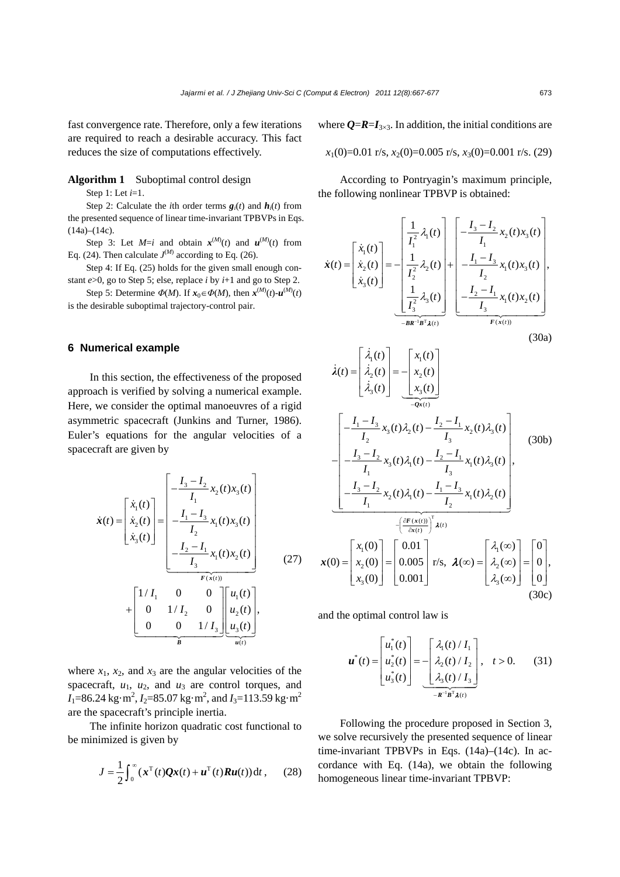fast convergence rate. Therefore, only a few iterations are required to reach a desirable accuracy. This fact reduces the size of computations effectively.

**Algorithm 1** Suboptimal control design

Step 1: Let $i$=1.

Step 2: Calculate the $i$th order terms $\boldsymbol{g}_i(t)$ and $\boldsymbol{h}_i(t)$ from the presented sequence of linear time-invariant TPBVPs in Eqs. (14a)–(14c).

Step 3: Let $M=i$ and obtain $\boldsymbol{x}^{(M)}(t)$ and $\boldsymbol{u}^{(M)}(t)$ from Eq. (24). Then calculate $J^{(M)}$ according to Eq. (26).

Step 4: If Eq. (25) holds for the given small enough constant $e$>0, go to Step 5; else, replace $i$ by $i$+1 and go to Step 2.

Step 5: Determine $\Phi(M)$. If $\boldsymbol{x}_0\in\Phi(M)$, then $\boldsymbol{x}^{(M)}(t)$-$\boldsymbol{u}^{(M)}(t)$ is the desirable suboptimal trajectory-control pair.

## 6 Numerical example

In this section, the effectiveness of the proposed approach is verified by solving a numerical example. Here, we consider the optimal manoeuvres of a rigid asymmetric spacecraft (Junkins and Turner, 1986). Euler's equations for the angular velocities of a spacecraft are given by

$$\dot{\boldsymbol{x}}(t)=\begin{bmatrix}\dot{x}_1(t)\\ \dot{x}_2(t)\\ \dot{x}_3(t)\end{bmatrix}=\underbrace{\begin{bmatrix}-\dfrac{I_3-I_2}{I_1}x_2(t)x_3(t)\\ -\dfrac{I_1-I_3}{I_2}x_1(t)x_3(t)\\ -\dfrac{I_2-I_1}{I_3}x_1(t)x_2(t)\end{bmatrix}}_{\boldsymbol{F}(\boldsymbol{x}(t))}+\underbrace{\begin{bmatrix}1/I_1 & 0 & 0\\ 0 & 1/I_2 & 0\\ 0 & 0 & 1/I_3\end{bmatrix}}_{\boldsymbol{B}}\underbrace{\begin{bmatrix}u_1(t)\\ u_2(t)\\ u_3(t)\end{bmatrix}}_{\boldsymbol{u}(t)},\tag{27}$$

where $x_1$, $x_2$, and $x_3$ are the angular velocities of the spacecraft, $u_1$, $u_2$, and $u_3$ are control torques, and $I_1$=86.24 kg·m$^2$, $I_2$=85.07 kg·m$^2$, and $I_3$=113.59 kg·m$^2$ are the spacecraft's principle inertia.

The infinite horizon quadratic cost functional to be minimized is given by

$$J=\frac{1}{2}\int_0^\infty(\boldsymbol{x}^{\mathrm{T}}(t)\boldsymbol{Q}\boldsymbol{x}(t)+\boldsymbol{u}^{\mathrm{T}}(t)\boldsymbol{R}\boldsymbol{u}(t))\,\mathrm{d}t,\tag{28}$$

where $\boldsymbol{Q}=\boldsymbol{R}=\boldsymbol{I}_{3\times3}$. In addition, the initial conditions are

$$x_1(0)=0.01\text{ r/s},\ x_2(0)=0.005\text{ r/s},\ x_3(0)=0.001\text{ r/s}.\tag{29}$$

According to Pontryagin's maximum principle, the following nonlinear TPBVP is obtained:

$$\dot{\boldsymbol{x}}(t)=\begin{bmatrix}\dot{x}_1(t)\\ \dot{x}_2(t)\\ \dot{x}_3(t)\end{bmatrix}=\underbrace{-\begin{bmatrix}\dfrac{1}{I_1^2}\lambda_1(t)\\ \dfrac{1}{I_2^2}\lambda_2(t)\\ \dfrac{1}{I_3^2}\lambda_3(t)\end{bmatrix}}_{-\boldsymbol{B}\boldsymbol{R}^{-1}\boldsymbol{B}^{\mathrm{T}}\boldsymbol{\lambda}(t)}+\underbrace{\begin{bmatrix}-\dfrac{I_3-I_2}{I_1}x_2(t)x_3(t)\\ -\dfrac{I_1-I_3}{I_2}x_1(t)x_3(t)\\ -\dfrac{I_2-I_1}{I_3}x_1(t)x_2(t)\end{bmatrix}}_{\boldsymbol{F}(\boldsymbol{x}(t))},\tag{30a}$$

$$\dot{\boldsymbol{\lambda}}(t)=\begin{bmatrix}\dot{\lambda}_1(t)\\ \dot{\lambda}_2(t)\\ \dot{\lambda}_3(t)\end{bmatrix}=\underbrace{-\begin{bmatrix}x_1(t)\\ x_2(t)\\ x_3(t)\end{bmatrix}}_{-\boldsymbol{Q}\boldsymbol{x}(t)}\underbrace{-\begin{bmatrix}-\dfrac{I_1-I_3}{I_2}x_3(t)\lambda_2(t)-\dfrac{I_2-I_1}{I_3}x_2(t)\lambda_3(t)\\ -\dfrac{I_3-I_2}{I_1}x_3(t)\lambda_1(t)-\dfrac{I_2-I_1}{I_3}x_1(t)\lambda_3(t)\\ -\dfrac{I_3-I_2}{I_1}x_2(t)\lambda_1(t)-\dfrac{I_1-I_3}{I_2}x_1(t)\lambda_2(t)\end{bmatrix}}_{-\left(\frac{\partial\boldsymbol{F}(\boldsymbol{x}(t))}{\partial\boldsymbol{x}(t)}\right)^{\mathrm{T}}\boldsymbol{\lambda}(t)},\tag{30b}$$

$$\boldsymbol{x}(0)=\begin{bmatrix}x_1(0)\\ x_2(0)\\ x_3(0)\end{bmatrix}=\begin{bmatrix}0.01\\ 0.005\\ 0.001\end{bmatrix}\text{ r/s},\ \boldsymbol{\lambda}(\infty)=\begin{bmatrix}\lambda_1(\infty)\\ \lambda_2(\infty)\\ \lambda_3(\infty)\end{bmatrix}=\begin{bmatrix}0\\ 0\\ 0\end{bmatrix},\tag{30c}$$

and the optimal control law is

$$\boldsymbol{u}^*(t)=\begin{bmatrix}u_1^*(t)\\ u_2^*(t)\\ u_3^*(t)\end{bmatrix}=\underbrace{-\begin{bmatrix}\lambda_1(t)/I_1\\ \lambda_2(t)/I_2\\ \lambda_3(t)/I_3\end{bmatrix}}_{-\boldsymbol{R}^{-1}\boldsymbol{B}^{\mathrm{T}}\boldsymbol{\lambda}(t)},\quad t>0.\tag{31}$$

Following the procedure proposed in Section 3, we solve recursively the presented sequence of linear time-invariant TPBVPs in Eqs. (14a)–(14c). In accordance with Eq. (14a), we obtain the following homogeneous linear time-invariant TPBVP: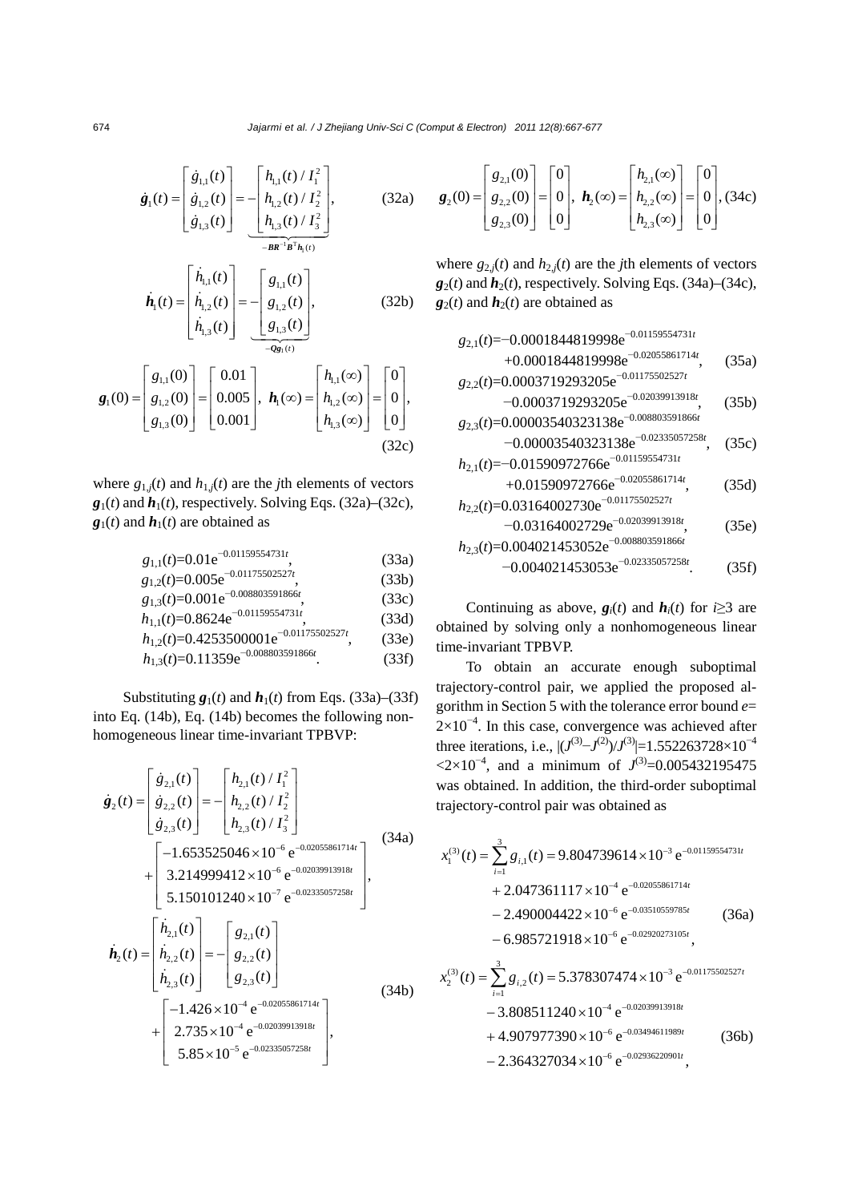$$\dot{\boldsymbol{g}}_1(t)=\begin{bmatrix}\dot{g}_{1,1}(t)\\ \dot{g}_{1,2}(t)\\ \dot{g}_{1,3}(t)\end{bmatrix}=\underbrace{-\begin{bmatrix}h_{1,1}(t)/I_1^2\\ h_{1,2}(t)/I_2^2\\ h_{1,3}(t)/I_3^2\end{bmatrix}}_{-\boldsymbol{B}\boldsymbol{R}^{-1}\boldsymbol{B}^{\mathrm{T}}\boldsymbol{h}_1(t)}, \tag{32a}$$

$$\dot{\boldsymbol{h}}_1(t)=\begin{bmatrix}\dot{h}_{1,1}(t)\\ \dot{h}_{1,2}(t)\\ \dot{h}_{1,3}(t)\end{bmatrix}=\underbrace{-\begin{bmatrix}g_{1,1}(t)\\ g_{1,2}(t)\\ g_{1,3}(t)\end{bmatrix}}_{-\boldsymbol{Q}\boldsymbol{g}_1(t)}, \tag{32b}$$

$$\boldsymbol{g}_1(0)=\begin{bmatrix}g_{1,1}(0)\\ g_{1,2}(0)\\ g_{1,3}(0)\end{bmatrix}=\begin{bmatrix}0.01\\ 0.005\\ 0.001\end{bmatrix},\ \boldsymbol{h}_1(\infty)=\begin{bmatrix}h_{1,1}(\infty)\\ h_{1,2}(\infty)\\ h_{1,3}(\infty)\end{bmatrix}=\begin{bmatrix}0\\ 0\\ 0\end{bmatrix}, \tag{32c}$$

where $g_{1,j}(t)$ and $h_{1,j}(t)$ are the $j$th elements of vectors $\boldsymbol{g}_1(t)$ and $\boldsymbol{h}_1(t)$, respectively. Solving Eqs. (32a)–(32c), $\boldsymbol{g}_1(t)$ and $\boldsymbol{h}_1(t)$ are obtained as

$$g_{1,1}(t)=0.01\mathrm{e}^{-0.01159554731t}, \tag{33a}$$
$$g_{1,2}(t)=0.005\mathrm{e}^{-0.01175502527t}, \tag{33b}$$
$$g_{1,3}(t)=0.001\mathrm{e}^{-0.008803591866t}, \tag{33c}$$
$$h_{1,1}(t)=0.8624\mathrm{e}^{-0.01159554731t}, \tag{33d}$$
$$h_{1,2}(t)=0.4253500001\mathrm{e}^{-0.01175502527t}, \tag{33e}$$
$$h_{1,3}(t)=0.11359\mathrm{e}^{-0.008803591866t}. \tag{33f}$$

Substituting $\boldsymbol{g}_1(t)$ and $\boldsymbol{h}_1(t)$ from Eqs. (33a)–(33f) into Eq. (14b), Eq. (14b) becomes the following nonhomogeneous linear time-invariant TPBVP:

$$\dot{\boldsymbol{g}}_2(t)=\begin{bmatrix}\dot{g}_{2,1}(t)\\ \dot{g}_{2,2}(t)\\ \dot{g}_{2,3}(t)\end{bmatrix}=-\begin{bmatrix}h_{2,1}(t)/I_1^2\\ h_{2,2}(t)/I_2^2\\ h_{2,3}(t)/I_3^2\end{bmatrix}+\begin{bmatrix}-1.653525046\times10^{-6}\,\mathrm{e}^{-0.02055861714t}\\ 3.214999412\times10^{-6}\,\mathrm{e}^{-0.02039913918t}\\ 5.150101240\times10^{-7}\,\mathrm{e}^{-0.02335057258t}\end{bmatrix}, \tag{34a}$$

$$\dot{\boldsymbol{h}}_2(t)=\begin{bmatrix}\dot{h}_{2,1}(t)\\ \dot{h}_{2,2}(t)\\ \dot{h}_{2,3}(t)\end{bmatrix}=-\begin{bmatrix}g_{2,1}(t)\\ g_{2,2}(t)\\ g_{2,3}(t)\end{bmatrix}+\begin{bmatrix}-1.426\times10^{-4}\,\mathrm{e}^{-0.02055861714t}\\ 2.735\times10^{-4}\,\mathrm{e}^{-0.02039913918t}\\ 5.85\times10^{-5}\,\mathrm{e}^{-0.02335057258t}\end{bmatrix}, \tag{34b}$$

$$\boldsymbol{g}_2(0)=\begin{bmatrix}g_{2,1}(0)\\ g_{2,2}(0)\\ g_{2,3}(0)\end{bmatrix}=\begin{bmatrix}0\\ 0\\ 0\end{bmatrix},\ \boldsymbol{h}_2(\infty)=\begin{bmatrix}h_{2,1}(\infty)\\ h_{2,2}(\infty)\\ h_{2,3}(\infty)\end{bmatrix}=\begin{bmatrix}0\\ 0\\ 0\end{bmatrix}, \tag{34c}$$

where $g_{2,j}(t)$ and $h_{2,j}(t)$ are the $j$th elements of vectors $\boldsymbol{g}_2(t)$ and $\boldsymbol{h}_2(t)$, respectively. Solving Eqs. (34a)–(34c), $\boldsymbol{g}_2(t)$ and $\boldsymbol{h}_2(t)$ are obtained as

$$g_{2,1}(t)=-0.0001844819998\mathrm{e}^{-0.01159554731t}+0.0001844819998\mathrm{e}^{-0.02055861714t}, \tag{35a}$$
$$g_{2,2}(t)=0.0003719293205\mathrm{e}^{-0.01175502527t}-0.0003719293205\mathrm{e}^{-0.02039913918t}, \tag{35b}$$
$$g_{2,3}(t)=0.00003540323138\mathrm{e}^{-0.008803591866t}-0.00003540323138\mathrm{e}^{-0.02335057258t}, \tag{35c}$$
$$h_{2,1}(t)=-0.01590972766\mathrm{e}^{-0.01159554731t}+0.01590972766\mathrm{e}^{-0.02055861714t}, \tag{35d}$$
$$h_{2,2}(t)=0.03164002730\mathrm{e}^{-0.01175502527t}-0.03164002729\mathrm{e}^{-0.02039913918t}, \tag{35e}$$
$$h_{2,3}(t)=0.004021453052\mathrm{e}^{-0.008803591866t}-0.004021453053\mathrm{e}^{-0.02335057258t}. \tag{35f}$$

Continuing as above, $\boldsymbol{g}_i(t)$ and $\boldsymbol{h}_i(t)$ for $i\geq3$ are obtained by solving only a nonhomogeneous linear time-invariant TPBVP.

To obtain an accurate enough suboptimal trajectory-control pair, we applied the proposed algorithm in Section 5 with the tolerance error bound $e=2\times10^{-4}$. In this case, convergence was achieved after three iterations, i.e., $|(J^{(3)}-J^{(2)})/J^{(3)}|=1.552263728\times10^{-4}<2\times10^{-4}$, and a minimum of $J^{(3)}=0.005432195475$ was obtained. In addition, the third-order suboptimal trajectory-control pair was obtained as

$$x_1^{(3)}(t)=\sum_{i=1}^{3}g_{i,1}(t)=9.804739614\times10^{-3}\,\mathrm{e}^{-0.01159554731t}+2.047361117\times10^{-4}\,\mathrm{e}^{-0.02055861714t}-2.490004422\times10^{-6}\,\mathrm{e}^{-0.03510559785t}-6.985721918\times10^{-6}\,\mathrm{e}^{-0.02920273105t}, \tag{36a}$$

$$x_2^{(3)}(t)=\sum_{i=1}^{3}g_{i,2}(t)=5.378307474\times10^{-3}\,\mathrm{e}^{-0.01175502527t}-3.808511240\times10^{-4}\,\mathrm{e}^{-0.02039913918t}+4.907977390\times10^{-6}\,\mathrm{e}^{-0.03494611989t}-2.364327034\times10^{-6}\,\mathrm{e}^{-0.02936220901t}, \tag{36b}$$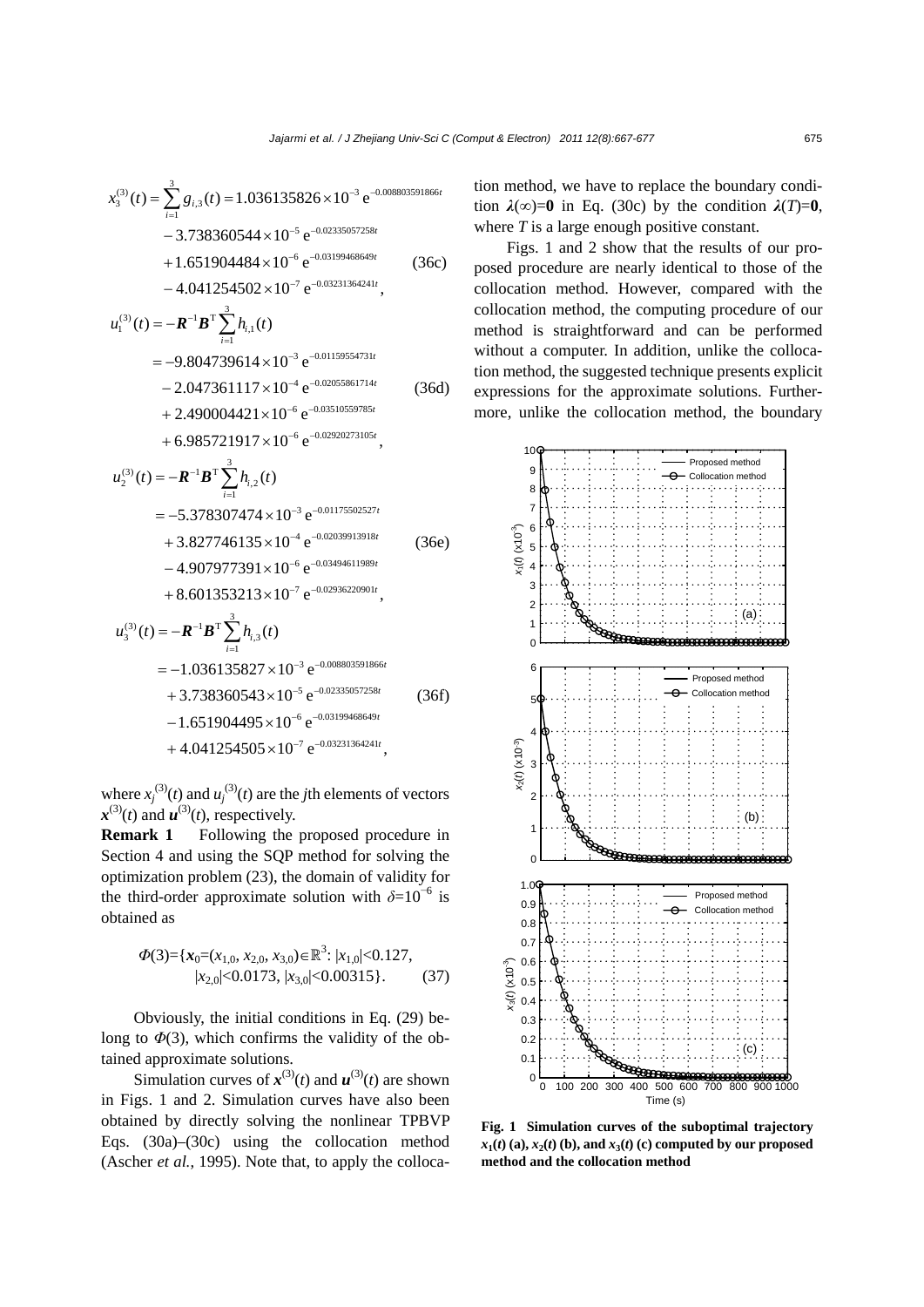$$x_3^{(3)}(t)=\sum_{i=1}^{3}g_{i,3}(t)=1.036135826\times10^{-3}\,\mathrm{e}^{-0.008803591866t}$$
$$-3.738360544\times10^{-5}\,\mathrm{e}^{-0.02335057258t}$$
$$+1.651904484\times10^{-6}\,\mathrm{e}^{-0.03199468649t} \qquad (36c)$$
$$-4.041254502\times10^{-7}\,\mathrm{e}^{-0.03231364241t},$$

$$u_1^{(3)}(t)=-\boldsymbol{R}^{-1}\boldsymbol{B}^{\mathrm{T}}\sum_{i=1}^{3}h_{i,1}(t)$$
$$=-9.804739614\times10^{-3}\,\mathrm{e}^{-0.01159554731t}$$
$$-2.047361117\times10^{-4}\,\mathrm{e}^{-0.02055861714t} \qquad (36d)$$
$$+2.490004421\times10^{-6}\,\mathrm{e}^{-0.03510559785t}$$
$$+6.985721917\times10^{-6}\,\mathrm{e}^{-0.02920273105t},$$

$$u_2^{(3)}(t)=-\boldsymbol{R}^{-1}\boldsymbol{B}^{\mathrm{T}}\sum_{i=1}^{3}h_{i,2}(t)$$
$$=-5.378307474\times10^{-3}\,\mathrm{e}^{-0.01175502527t}$$
$$+3.827746135\times10^{-4}\,\mathrm{e}^{-0.02039913918t} \qquad (36e)$$
$$-4.907977391\times10^{-6}\,\mathrm{e}^{-0.03494611989t}$$
$$+8.601353213\times10^{-7}\,\mathrm{e}^{-0.02936220901t},$$

$$u_3^{(3)}(t)=-\boldsymbol{R}^{-1}\boldsymbol{B}^{\mathrm{T}}\sum_{i=1}^{3}h_{i,3}(t)$$
$$=-1.036135827\times10^{-3}\,\mathrm{e}^{-0.008803591866t}$$
$$+3.738360543\times10^{-5}\,\mathrm{e}^{-0.02335057258t} \qquad (36f)$$
$$-1.651904495\times10^{-6}\,\mathrm{e}^{-0.03199468649t}$$
$$+4.041254505\times10^{-7}\,\mathrm{e}^{-0.03231364241t},$$

where $x_j^{(3)}(t)$ and $u_j^{(3)}(t)$ are the $j$th elements of vectors $\boldsymbol{x}^{(3)}(t)$ and $\boldsymbol{u}^{(3)}(t)$, respectively.

**Remark 1** Following the proposed procedure in Section 4 and using the SQP method for solving the optimization problem (23), the domain of validity for the third-order approximate solution with $\delta=10^{-6}$ is obtained as

$$\Phi(3)=\{\boldsymbol{x}_0=(x_{1,0},x_{2,0},x_{3,0})\in\mathbb{R}^3:|x_{1,0}|<0.127,\ |x_{2,0}|<0.0173,\ |x_{3,0}|<0.00315\}. \qquad (37)$$

Obviously, the initial conditions in Eq. (29) belong to $\Phi(3)$, which confirms the validity of the obtained approximate solutions.

Simulation curves of $\boldsymbol{x}^{(3)}(t)$ and $\boldsymbol{u}^{(3)}(t)$ are shown in Figs. 1 and 2. Simulation curves have also been obtained by directly solving the nonlinear TPBVP Eqs. (30a)–(30c) using the collocation method (Ascher *et al.*, 1995). Note that, to apply the collocation method, we have to replace the boundary condition $\boldsymbol{\lambda}(\infty)=\mathbf{0}$ in Eq. (30c) by the condition $\boldsymbol{\lambda}(T)=\mathbf{0}$, where $T$ is a large enough positive constant.

Figs. 1 and 2 show that the results of our proposed procedure are nearly identical to those of the collocation method. However, compared with the collocation method, the computing procedure of our method is straightforward and can be performed without a computer. In addition, unlike the collocation method, the suggested technique presents explicit expressions for the approximate solutions. Furthermore, unlike the collocation method, the boundary

**Fig. 1 Simulation curves of the suboptimal trajectory $x_1(t)$ (a), $x_2(t)$ (b), and $x_3(t)$ (c) computed by our proposed method and the collocation method**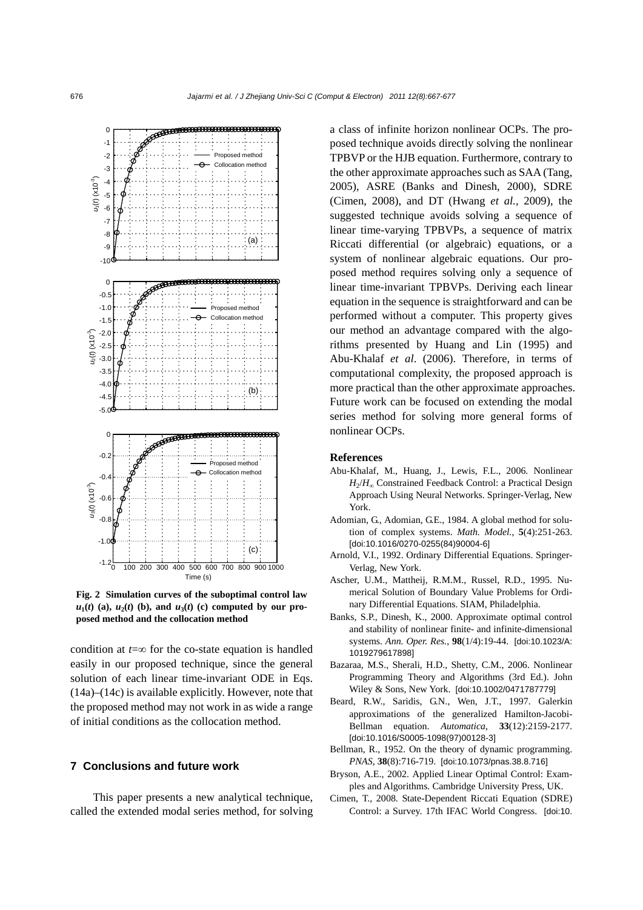**Fig. 2 Simulation curves of the suboptimal control law $u_1(t)$ (a), $u_2(t)$ (b), and $u_3(t)$ (c) computed by our proposed method and the collocation method**

condition at $t=\infty$ for the co-state equation is handled easily in our proposed technique, since the general solution of each linear time-invariant ODE in Eqs. (14a)–(14c) is available explicitly. However, note that the proposed method may not work in as wide a range of initial conditions as the collocation method.

## 7 Conclusions and future work

This paper presents a new analytical technique, called the extended modal series method, for solving a class of infinite horizon nonlinear OCPs. The proposed technique avoids directly solving the nonlinear TPBVP or the HJB equation. Furthermore, contrary to the other approximate approaches such as SAA (Tang, 2005), ASRE (Banks and Dinesh, 2000), SDRE (Cimen, 2008), and DT (Hwang *et al.*, 2009), the suggested technique avoids solving a sequence of linear time-varying TPBVPs, a sequence of matrix Riccati differential (or algebraic) equations, or a system of nonlinear algebraic equations. Our proposed method requires solving only a sequence of linear time-invariant TPBVPs. Deriving each linear equation in the sequence is straightforward and can be performed without a computer. This property gives our method an advantage compared with the algorithms presented by Huang and Lin (1995) and Abu-Khalaf *et al*. (2006). Therefore, in terms of computational complexity, the proposed approach is more practical than the other approximate approaches. Future work can be focused on extending the modal series method for solving more general forms of nonlinear OCPs.

### References

Abu-Khalaf, M., Huang, J., Lewis, F.L., 2006. Nonlinear $H_2/H_\infty$ Constrained Feedback Control: a Practical Design Approach Using Neural Networks. Springer-Verlag, New York.

Adomian, G., Adomian, G.E., 1984. A global method for solution of complex systems. *Math. Model.*, **5**(4):251-263. [doi:10.1016/0270-0255(84)90004-6]

Arnold, V.I., 1992. Ordinary Differential Equations. Springer-Verlag, New York.

Ascher, U.M., Mattheij, R.M.M., Russel, R.D., 1995. Numerical Solution of Boundary Value Problems for Ordinary Differential Equations. SIAM, Philadelphia.

Banks, S.P., Dinesh, K., 2000. Approximate optimal control and stability of nonlinear finite- and infinite-dimensional systems. *Ann. Oper. Res.*, **98**(1/4):19-44. [doi:10.1023/A:1019279617898]

Bazaraa, M.S., Sherali, H.D., Shetty, C.M., 2006. Nonlinear Programming Theory and Algorithms (3rd Ed.). John Wiley & Sons, New York. [doi:10.1002/0471787779]

Beard, R.W., Saridis, G.N., Wen, J.T., 1997. Galerkin approximations of the generalized Hamilton-Jacobi-Bellman equation. *Automatica*, **33**(12):2159-2177. [doi:10.1016/S0005-1098(97)00128-3]

Bellman, R., 1952. On the theory of dynamic programming. *PNAS*, **38**(8):716-719. [doi:10.1073/pnas.38.8.716]

Bryson, A.E., 2002. Applied Linear Optimal Control: Examples and Algorithms. Cambridge University Press, UK.

Cimen, T., 2008. State-Dependent Riccati Equation (SDRE) Control: a Survey. 17th IFAC World Congress. [doi:10.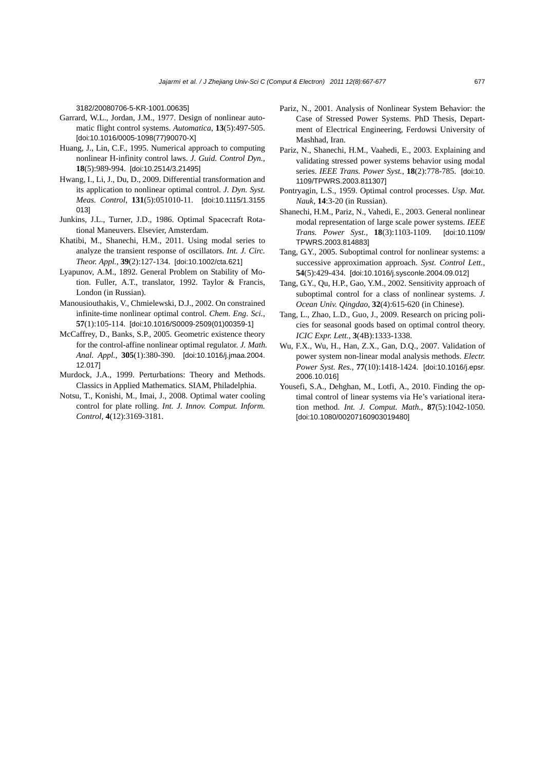3182/20080706-5-KR-1001.00635]

Garrard, W.L., Jordan, J.M., 1977. Design of nonlinear automatic flight control systems. *Automatica*, **13**(5):497-505. [doi:10.1016/0005-1098(77)90070-X]

Huang, J., Lin, C.F., 1995. Numerical approach to computing nonlinear H-infinity control laws. *J. Guid. Control Dyn.*, **18**(5):989-994. [doi:10.2514/3.21495]

Hwang, I., Li, J., Du, D., 2009. Differential transformation and its application to nonlinear optimal control. *J. Dyn. Syst. Meas. Control*, **131**(5):051010-11. [doi:10.1115/1.3155013]

Junkins, J.L., Turner, J.D., 1986. Optimal Spacecraft Rotational Maneuvers. Elsevier, Amsterdam.

Khatibi, M., Shanechi, H.M., 2011. Using modal series to analyze the transient response of oscillators. *Int. J. Circ. Theor. Appl.*, **39**(2):127-134. [doi:10.1002/cta.621]

Lyapunov, A.M., 1892. General Problem on Stability of Motion. Fuller, A.T., translator, 1992. Taylor & Francis, London (in Russian).

Manousiouthakis, V., Chmielewski, D.J., 2002. On constrained infinite-time nonlinear optimal control. *Chem. Eng. Sci.*, **57**(1):105-114. [doi:10.1016/S0009-2509(01)00359-1]

McCaffrey, D., Banks, S.P., 2005. Geometric existence theory for the control-affine nonlinear optimal regulator. *J. Math. Anal. Appl.*, **305**(1):380-390. [doi:10.1016/j.jmaa.2004.12.017]

Murdock, J.A., 1999. Perturbations: Theory and Methods. Classics in Applied Mathematics. SIAM, Philadelphia.

Notsu, T., Konishi, M., Imai, J., 2008. Optimal water cooling control for plate rolling. *Int. J. Innov. Comput. Inform. Control*, **4**(12):3169-3181.

Pariz, N., 2001. Analysis of Nonlinear System Behavior: the Case of Stressed Power Systems. PhD Thesis, Department of Electrical Engineering, Ferdowsi University of Mashhad, Iran.

Pariz, N., Shanechi, H.M., Vaahedi, E., 2003. Explaining and validating stressed power systems behavior using modal series. *IEEE Trans. Power Syst.*, **18**(2):778-785. [doi:10.1109/TPWRS.2003.811307]

Pontryagin, L.S., 1959. Optimal control processes. *Usp. Mat. Nauk*, **14**:3-20 (in Russian).

Shanechi, H.M., Pariz, N., Vahedi, E., 2003. General nonlinear modal representation of large scale power systems. *IEEE Trans. Power Syst.*, **18**(3):1103-1109. [doi:10.1109/TPWRS.2003.814883]

Tang, G.Y., 2005. Suboptimal control for nonlinear systems: a successive approximation approach. *Syst. Control Lett.*, **54**(5):429-434. [doi:10.1016/j.sysconle.2004.09.012]

Tang, G.Y., Qu, H.P., Gao, Y.M., 2002. Sensitivity approach of suboptimal control for a class of nonlinear systems. *J. Ocean Univ. Qingdao*, **32**(4):615-620 (in Chinese).

Tang, L., Zhao, L.D., Guo, J., 2009. Research on pricing policies for seasonal goods based on optimal control theory. *ICIC Expr. Lett.*, **3**(4B):1333-1338.

Wu, F.X., Wu, H., Han, Z.X., Gan, D.Q., 2007. Validation of power system non-linear modal analysis methods. *Electr. Power Syst. Res.*, **77**(10):1418-1424. [doi:10.1016/j.epsr.2006.10.016]

Yousefi, S.A., Dehghan, M., Lotfi, A., 2010. Finding the optimal control of linear systems via He's variational iteration method. *Int. J. Comput. Math.*, **87**(5):1042-1050. [doi:10.1080/00207160903019480]